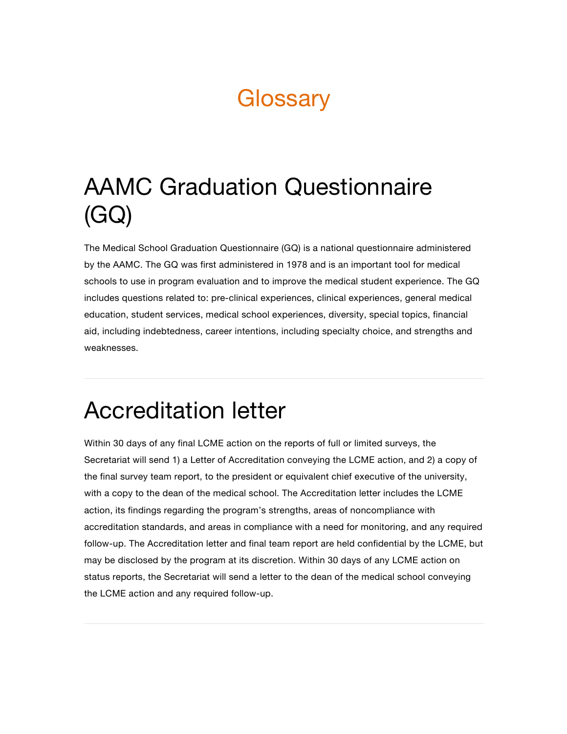# Glossary

## AAMC Graduation Questionnaire (GQ)

The Medical School Graduation Questionnaire (GQ) is a national questionnaire administered by the AAMC. The GQ was first administered in 1978 and is an important tool for medical schools to use in program evaluation and to improve the medical student experience. The GQ includes questions related to: pre-clinical experiences, clinical experiences, general medical education, student services, medical school experiences, diversity, special topics, financial aid, including indebtedness, career intentions, including specialty choice, and strengths and weaknesses.

---

## Accreditation letter

Within 30 days of any final LCME action on the reports of full or limited surveys, the Secretariat will send 1) a Letter of Accreditation conveying the LCME action, and 2) a copy of the final survey team report, to the president or equivalent chief executive of the university, with a copy to the dean of the medical school. The Accreditation letter includes the LCME action, its findings regarding the program's strengths, areas of noncompliance with accreditation standards, and areas in compliance with a need for monitoring, and any required follow-up. The Accreditation letter and final team report are held confidential by the LCME, but may be disclosed by the program at its discretion. Within 30 days of any LCME action on status reports, the Secretariat will send a letter to the dean of the medical school conveying the LCME action and any required follow-up.

---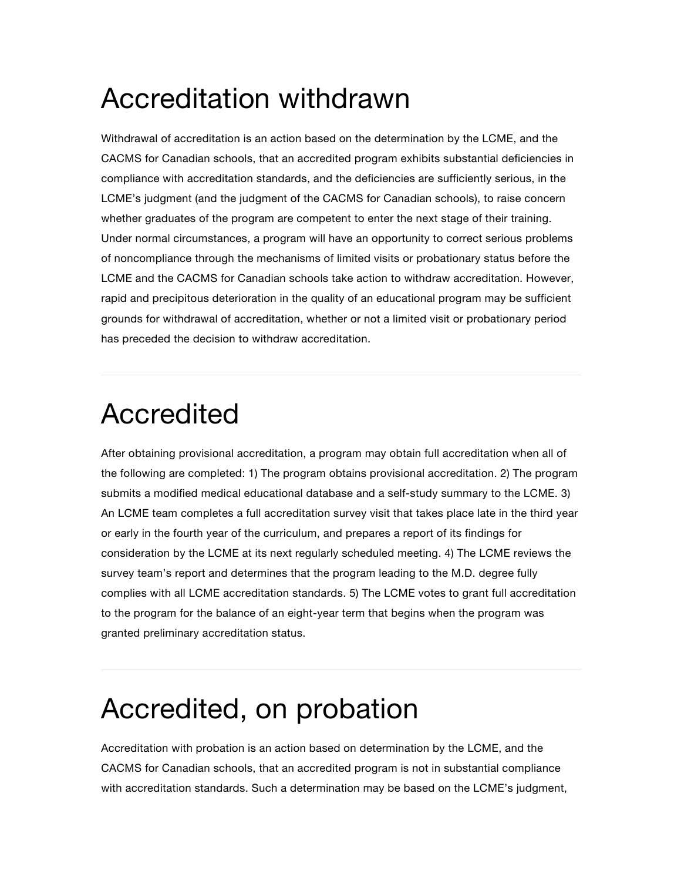# Accreditation withdrawn

Withdrawal of accreditation is an action based on the determination by the LCME, and the CACMS for Canadian schools, that an accredited program exhibits substantial deficiencies in compliance with accreditation standards, and the deficiencies are sufficiently serious, in the LCME's judgment (and the judgment of the CACMS for Canadian schools), to raise concern whether graduates of the program are competent to enter the next stage of their training. Under normal circumstances, a program will have an opportunity to correct serious problems of noncompliance through the mechanisms of limited visits or probationary status before the LCME and the CACMS for Canadian schools take action to withdraw accreditation. However, rapid and precipitous deterioration in the quality of an educational program may be sufficient grounds for withdrawal of accreditation, whether or not a limited visit or probationary period has preceded the decision to withdraw accreditation.

---

# Accredited

After obtaining provisional accreditation, a program may obtain full accreditation when all of the following are completed: 1) The program obtains provisional accreditation. 2) The program submits a modified medical educational database and a self-study summary to the LCME. 3) An LCME team completes a full accreditation survey visit that takes place late in the third year or early in the fourth year of the curriculum, and prepares a report of its findings for consideration by the LCME at its next regularly scheduled meeting. 4) The LCME reviews the survey team's report and determines that the program leading to the M.D. degree fully complies with all LCME accreditation standards. 5) The LCME votes to grant full accreditation to the program for the balance of an eight-year term that begins when the program was granted preliminary accreditation status.

---

# Accredited, on probation

Accreditation with probation is an action based on determination by the LCME, and the CACMS for Canadian schools, that an accredited program is not in substantial compliance with accreditation standards. Such a determination may be based on the LCME's judgment,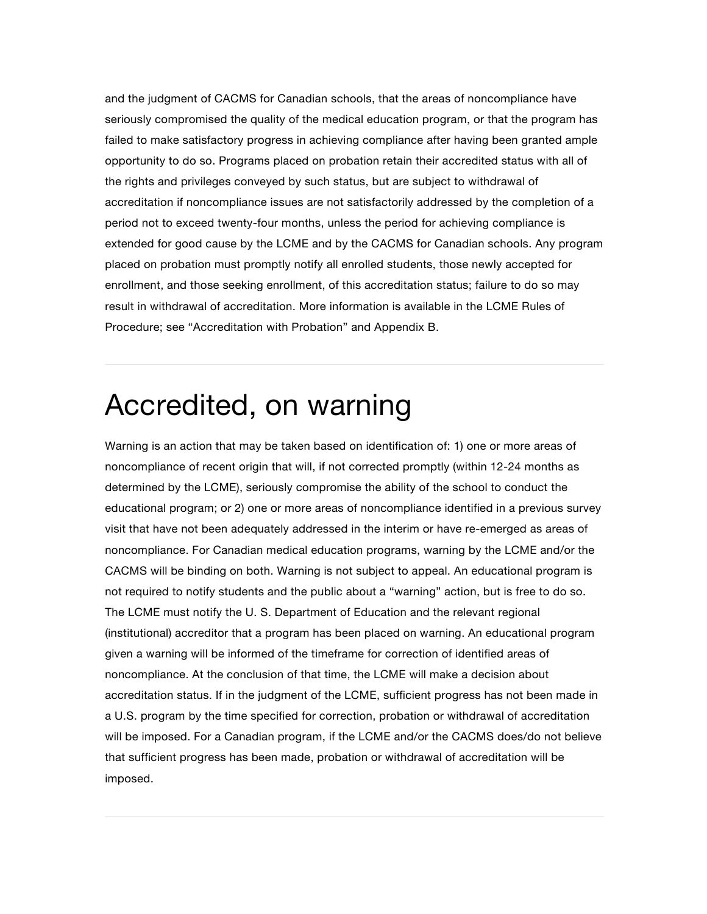and the judgment of CACMS for Canadian schools, that the areas of noncompliance have seriously compromised the quality of the medical education program, or that the program has failed to make satisfactory progress in achieving compliance after having been granted ample opportunity to do so. Programs placed on probation retain their accredited status with all of the rights and privileges conveyed by such status, but are subject to withdrawal of accreditation if noncompliance issues are not satisfactorily addressed by the completion of a period not to exceed twenty-four months, unless the period for achieving compliance is extended for good cause by the LCME and by the CACMS for Canadian schools. Any program placed on probation must promptly notify all enrolled students, those newly accepted for enrollment, and those seeking enrollment, of this accreditation status; failure to do so may result in withdrawal of accreditation. More information is available in the LCME Rules of Procedure; see "Accreditation with Probation" and Appendix B.

---

# Accredited, on warning

Warning is an action that may be taken based on identification of: 1) one or more areas of noncompliance of recent origin that will, if not corrected promptly (within 12-24 months as determined by the LCME), seriously compromise the ability of the school to conduct the educational program; or 2) one or more areas of noncompliance identified in a previous survey visit that have not been adequately addressed in the interim or have re-emerged as areas of noncompliance. For Canadian medical education programs, warning by the LCME and/or the CACMS will be binding on both. Warning is not subject to appeal. An educational program is not required to notify students and the public about a "warning" action, but is free to do so. The LCME must notify the U. S. Department of Education and the relevant regional (institutional) accreditor that a program has been placed on warning. An educational program given a warning will be informed of the timeframe for correction of identified areas of noncompliance. At the conclusion of that time, the LCME will make a decision about accreditation status. If in the judgment of the LCME, sufficient progress has not been made in a U.S. program by the time specified for correction, probation or withdrawal of accreditation will be imposed. For a Canadian program, if the LCME and/or the CACMS does/do not believe that sufficient progress has been made, probation or withdrawal of accreditation will be imposed.

---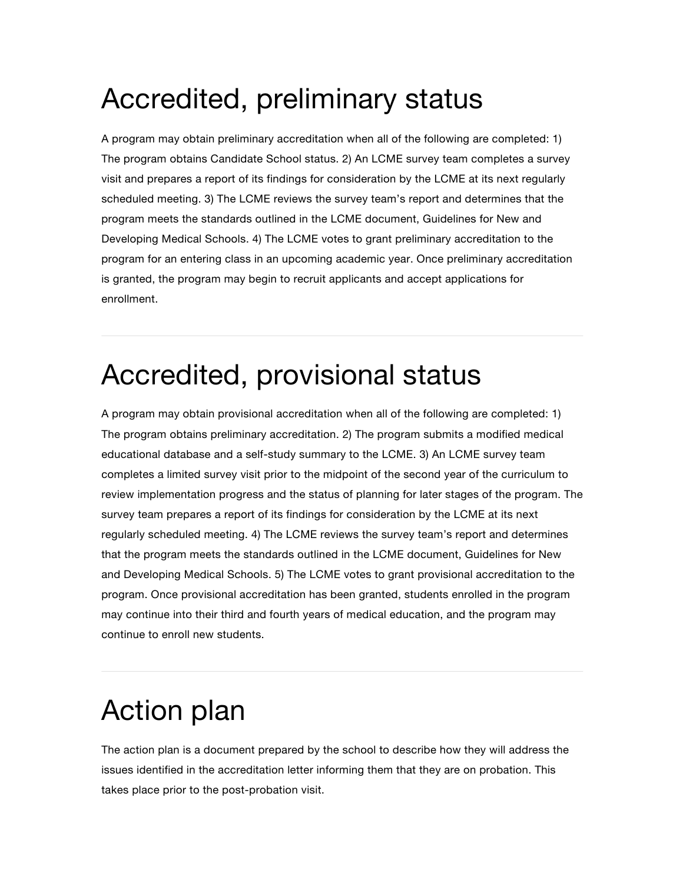# Accredited, preliminary status

A program may obtain preliminary accreditation when all of the following are completed: 1) The program obtains Candidate School status. 2) An LCME survey team completes a survey visit and prepares a report of its findings for consideration by the LCME at its next regularly scheduled meeting. 3) The LCME reviews the survey team's report and determines that the program meets the standards outlined in the LCME document, Guidelines for New and Developing Medical Schools. 4) The LCME votes to grant preliminary accreditation to the program for an entering class in an upcoming academic year. Once preliminary accreditation is granted, the program may begin to recruit applicants and accept applications for enrollment.

---

# Accredited, provisional status

A program may obtain provisional accreditation when all of the following are completed: 1) The program obtains preliminary accreditation. 2) The program submits a modified medical educational database and a self-study summary to the LCME. 3) An LCME survey team completes a limited survey visit prior to the midpoint of the second year of the curriculum to review implementation progress and the status of planning for later stages of the program. The survey team prepares a report of its findings for consideration by the LCME at its next regularly scheduled meeting. 4) The LCME reviews the survey team's report and determines that the program meets the standards outlined in the LCME document, Guidelines for New and Developing Medical Schools. 5) The LCME votes to grant provisional accreditation to the program. Once provisional accreditation has been granted, students enrolled in the program may continue into their third and fourth years of medical education, and the program may continue to enroll new students.

---

# Action plan

The action plan is a document prepared by the school to describe how they will address the issues identified in the accreditation letter informing them that they are on probation. This takes place prior to the post-probation visit.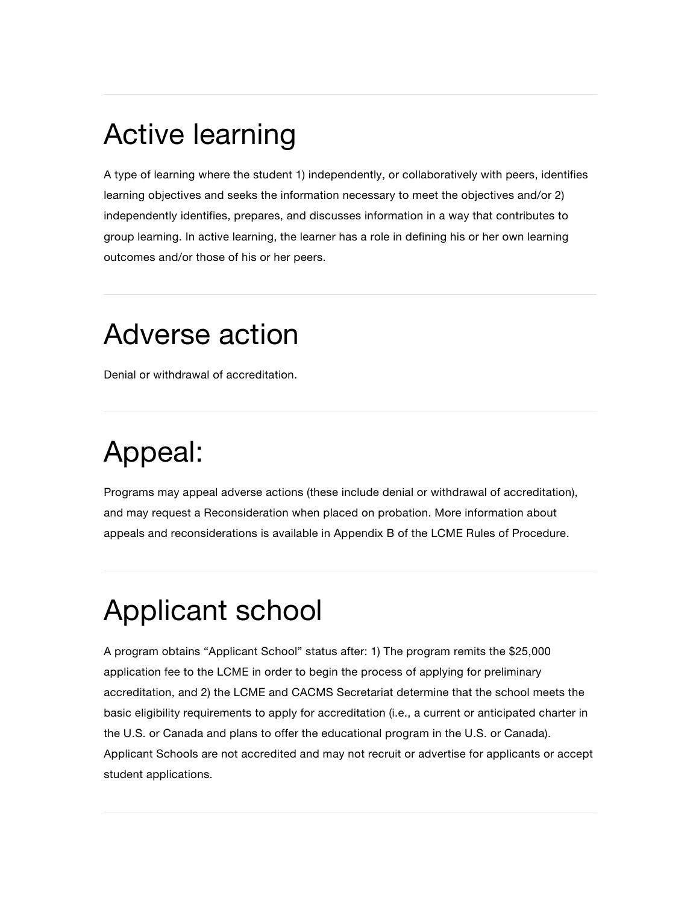# Active learning

A type of learning where the student 1) independently, or collaboratively with peers, identifies learning objectives and seeks the information necessary to meet the objectives and/or 2) independently identifies, prepares, and discusses information in a way that contributes to group learning. In active learning, the learner has a role in defining his or her own learning outcomes and/or those of his or her peers.

# Adverse action

Denial or withdrawal of accreditation.

# Appeal:

Programs may appeal adverse actions (these include denial or withdrawal of accreditation), and may request a Reconsideration when placed on probation. More information about appeals and reconsiderations is available in Appendix B of the LCME Rules of Procedure.

# Applicant school

A program obtains “Applicant School” status after: 1) The program remits the $25,000 application fee to the LCME in order to begin the process of applying for preliminary accreditation, and 2) the LCME and CACMS Secretariat determine that the school meets the basic eligibility requirements to apply for accreditation (i.e., a current or anticipated charter in the U.S. or Canada and plans to offer the educational program in the U.S. or Canada). Applicant Schools are not accredited and may not recruit or advertise for applicants or accept student applications.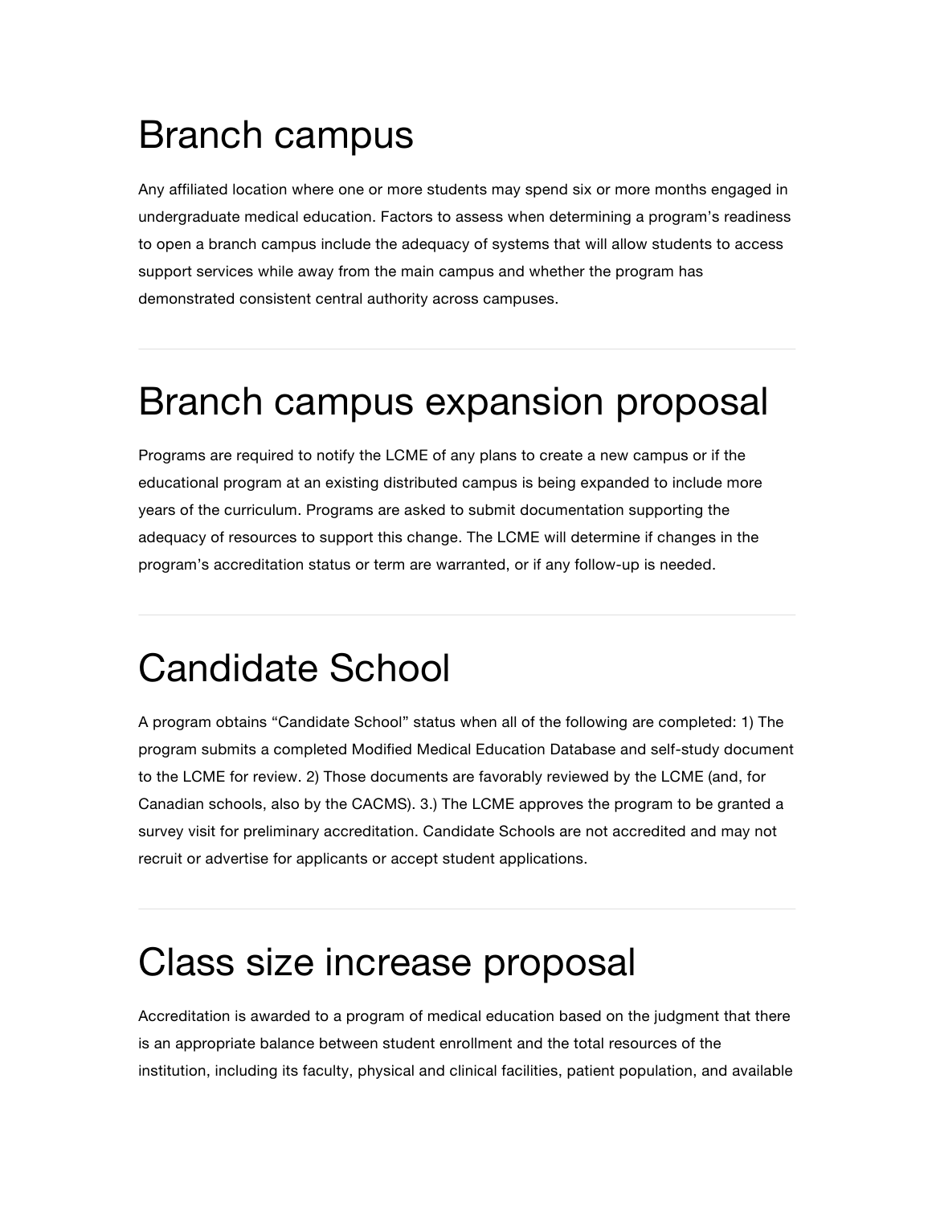# Branch campus

Any affiliated location where one or more students may spend six or more months engaged in undergraduate medical education. Factors to assess when determining a program's readiness to open a branch campus include the adequacy of systems that will allow students to access support services while away from the main campus and whether the program has demonstrated consistent central authority across campuses.

---

# Branch campus expansion proposal

Programs are required to notify the LCME of any plans to create a new campus or if the educational program at an existing distributed campus is being expanded to include more years of the curriculum. Programs are asked to submit documentation supporting the adequacy of resources to support this change. The LCME will determine if changes in the program's accreditation status or term are warranted, or if any follow-up is needed.

---

# Candidate School

A program obtains "Candidate School" status when all of the following are completed: 1) The program submits a completed Modified Medical Education Database and self-study document to the LCME for review. 2) Those documents are favorably reviewed by the LCME (and, for Canadian schools, also by the CACMS). 3.) The LCME approves the program to be granted a survey visit for preliminary accreditation. Candidate Schools are not accredited and may not recruit or advertise for applicants or accept student applications.

---

# Class size increase proposal

Accreditation is awarded to a program of medical education based on the judgment that there is an appropriate balance between student enrollment and the total resources of the institution, including its faculty, physical and clinical facilities, patient population, and available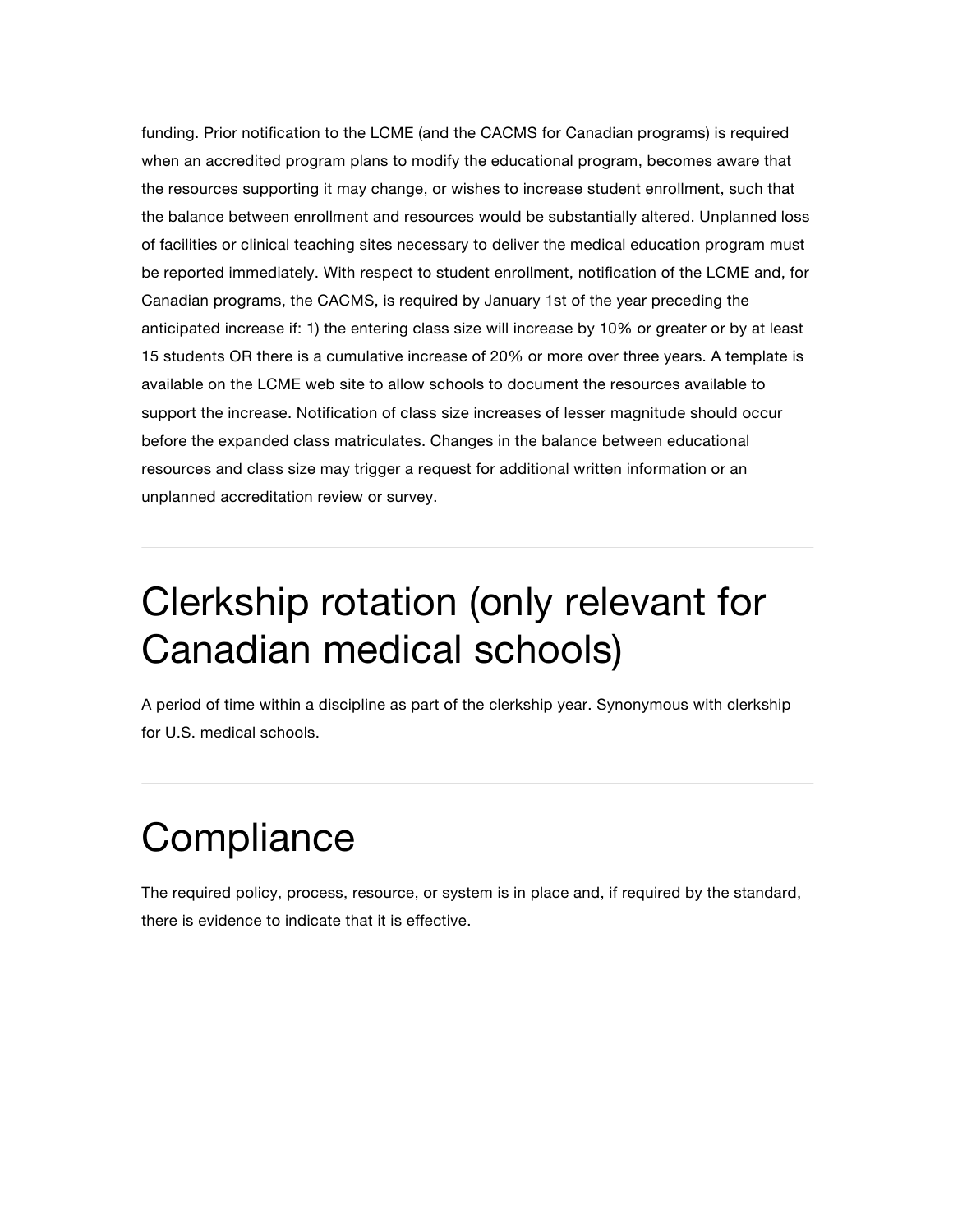funding. Prior notification to the LCME (and the CACMS for Canadian programs) is required when an accredited program plans to modify the educational program, becomes aware that the resources supporting it may change, or wishes to increase student enrollment, such that the balance between enrollment and resources would be substantially altered. Unplanned loss of facilities or clinical teaching sites necessary to deliver the medical education program must be reported immediately. With respect to student enrollment, notification of the LCME and, for Canadian programs, the CACMS, is required by January 1st of the year preceding the anticipated increase if: 1) the entering class size will increase by 10% or greater or by at least 15 students OR there is a cumulative increase of 20% or more over three years. A template is available on the LCME web site to allow schools to document the resources available to support the increase. Notification of class size increases of lesser magnitude should occur before the expanded class matriculates. Changes in the balance between educational resources and class size may trigger a request for additional written information or an unplanned accreditation review or survey.

---

# Clerkship rotation (only relevant for Canadian medical schools)

A period of time within a discipline as part of the clerkship year. Synonymous with clerkship for U.S. medical schools.

---

# Compliance

The required policy, process, resource, or system is in place and, if required by the standard, there is evidence to indicate that it is effective.

---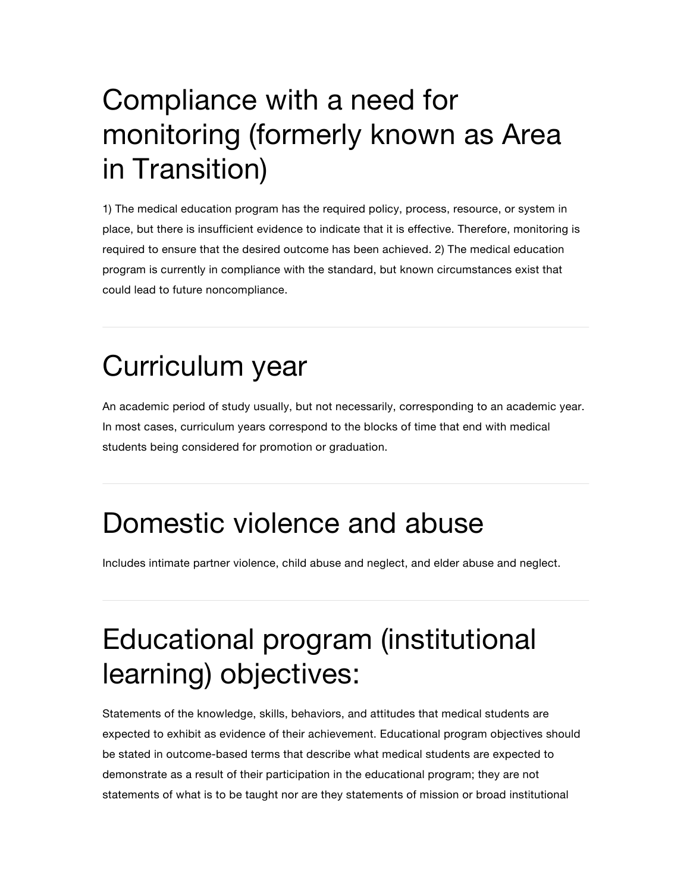# Compliance with a need for monitoring (formerly known as Area in Transition)

1) The medical education program has the required policy, process, resource, or system in place, but there is insufficient evidence to indicate that it is effective. Therefore, monitoring is required to ensure that the desired outcome has been achieved. 2) The medical education program is currently in compliance with the standard, but known circumstances exist that could lead to future noncompliance.

---

# Curriculum year

An academic period of study usually, but not necessarily, corresponding to an academic year. In most cases, curriculum years correspond to the blocks of time that end with medical students being considered for promotion or graduation.

---

# Domestic violence and abuse

Includes intimate partner violence, child abuse and neglect, and elder abuse and neglect.

---

# Educational program (institutional learning) objectives:

Statements of the knowledge, skills, behaviors, and attitudes that medical students are expected to exhibit as evidence of their achievement. Educational program objectives should be stated in outcome-based terms that describe what medical students are expected to demonstrate as a result of their participation in the educational program; they are not statements of what is to be taught nor are they statements of mission or broad institutional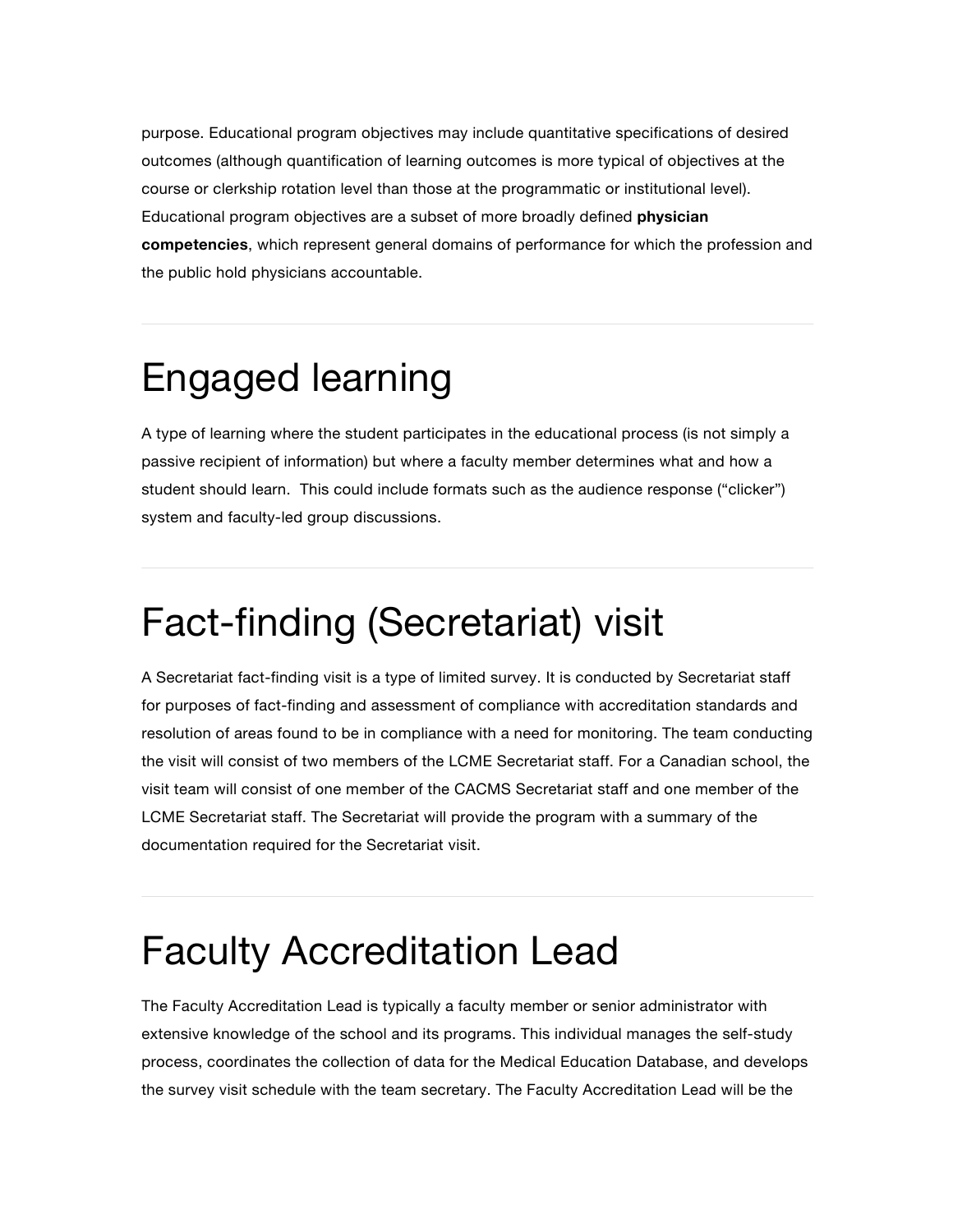purpose. Educational program objectives may include quantitative specifications of desired outcomes (although quantification of learning outcomes is more typical of objectives at the course or clerkship rotation level than those at the programmatic or institutional level). Educational program objectives are a subset of more broadly defined **physician competencies**, which represent general domains of performance for which the profession and the public hold physicians accountable.

---

# Engaged learning

A type of learning where the student participates in the educational process (is not simply a passive recipient of information) but where a faculty member determines what and how a student should learn.  This could include formats such as the audience response ("clicker") system and faculty-led group discussions.

---

# Fact-finding (Secretariat) visit

A Secretariat fact-finding visit is a type of limited survey. It is conducted by Secretariat staff for purposes of fact-finding and assessment of compliance with accreditation standards and resolution of areas found to be in compliance with a need for monitoring. The team conducting the visit will consist of two members of the LCME Secretariat staff. For a Canadian school, the visit team will consist of one member of the CACMS Secretariat staff and one member of the LCME Secretariat staff. The Secretariat will provide the program with a summary of the documentation required for the Secretariat visit.

---

# Faculty Accreditation Lead

The Faculty Accreditation Lead is typically a faculty member or senior administrator with extensive knowledge of the school and its programs. This individual manages the self-study process, coordinates the collection of data for the Medical Education Database, and develops the survey visit schedule with the team secretary. The Faculty Accreditation Lead will be the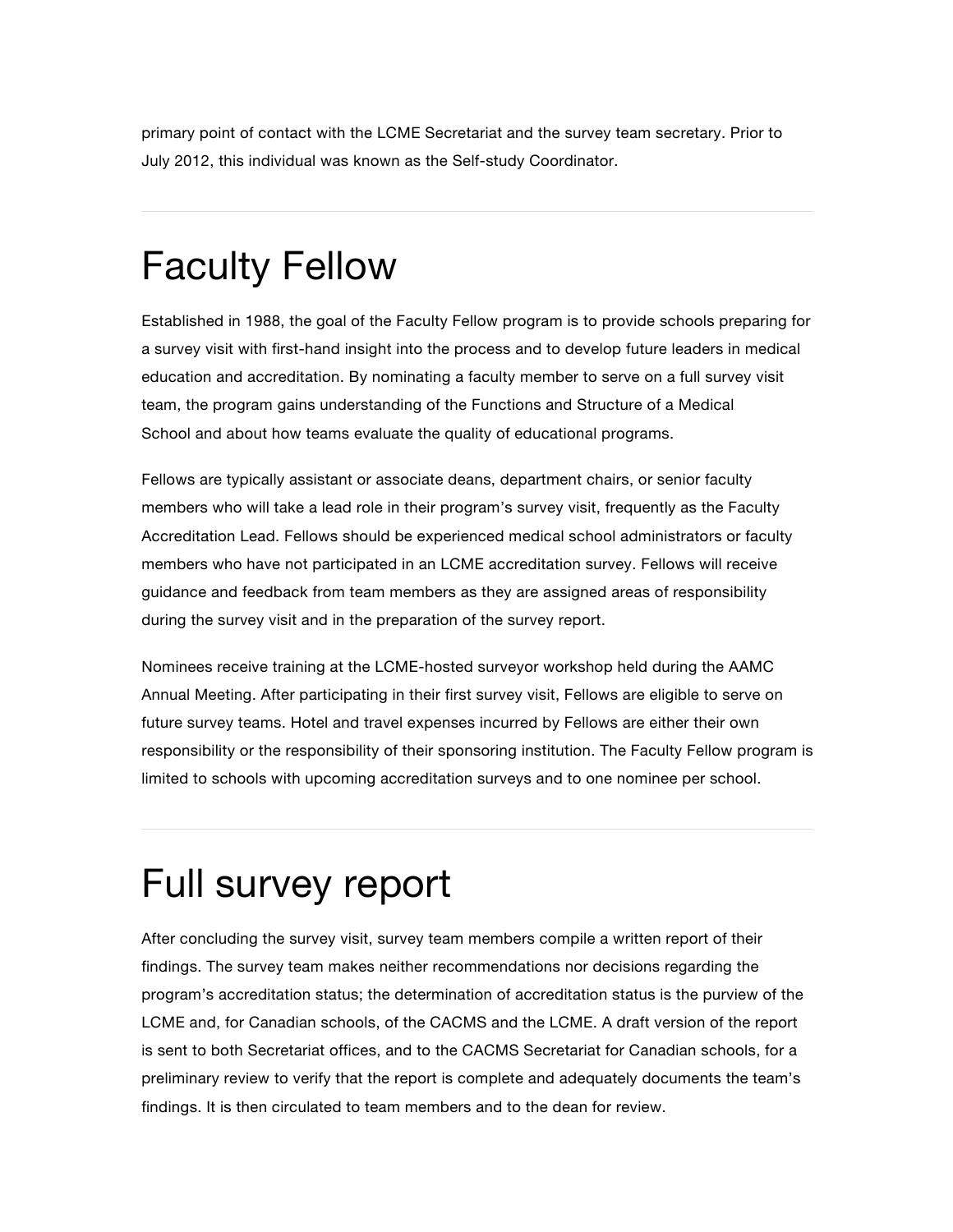primary point of contact with the LCME Secretariat and the survey team secretary. Prior to July 2012, this individual was known as the Self-study Coordinator.

---

# Faculty Fellow

Established in 1988, the goal of the Faculty Fellow program is to provide schools preparing for a survey visit with first-hand insight into the process and to develop future leaders in medical education and accreditation. By nominating a faculty member to serve on a full survey visit team, the program gains understanding of the Functions and Structure of a Medical School and about how teams evaluate the quality of educational programs.

Fellows are typically assistant or associate deans, department chairs, or senior faculty members who will take a lead role in their program's survey visit, frequently as the Faculty Accreditation Lead. Fellows should be experienced medical school administrators or faculty members who have not participated in an LCME accreditation survey. Fellows will receive guidance and feedback from team members as they are assigned areas of responsibility during the survey visit and in the preparation of the survey report.

Nominees receive training at the LCME-hosted surveyor workshop held during the AAMC Annual Meeting. After participating in their first survey visit, Fellows are eligible to serve on future survey teams. Hotel and travel expenses incurred by Fellows are either their own responsibility or the responsibility of their sponsoring institution. The Faculty Fellow program is limited to schools with upcoming accreditation surveys and to one nominee per school.

---

# Full survey report

After concluding the survey visit, survey team members compile a written report of their findings. The survey team makes neither recommendations nor decisions regarding the program's accreditation status; the determination of accreditation status is the purview of the LCME and, for Canadian schools, of the CACMS and the LCME. A draft version of the report is sent to both Secretariat offices, and to the CACMS Secretariat for Canadian schools, for a preliminary review to verify that the report is complete and adequately documents the team's findings. It is then circulated to team members and to the dean for review.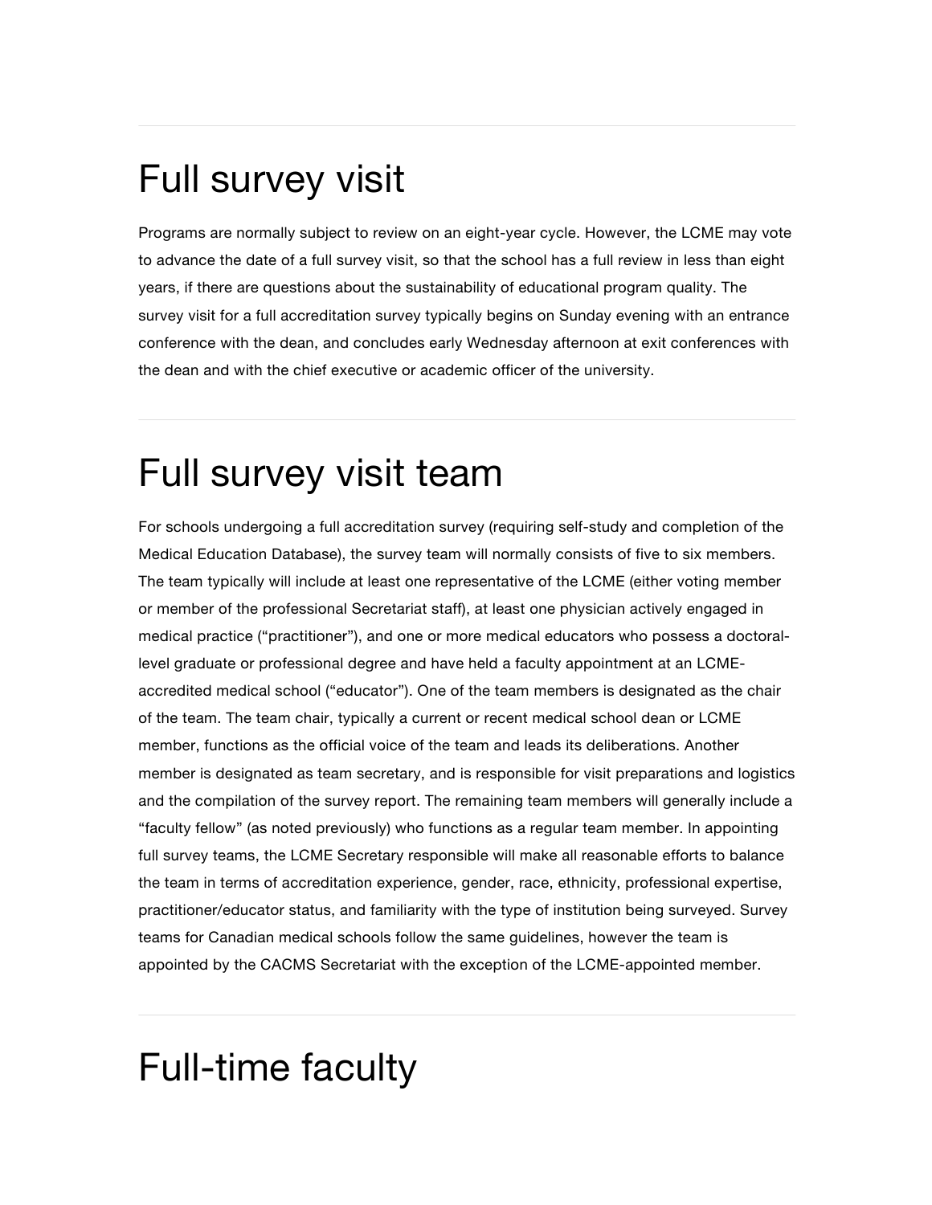# Full survey visit

Programs are normally subject to review on an eight-year cycle. However, the LCME may vote to advance the date of a full survey visit, so that the school has a full review in less than eight years, if there are questions about the sustainability of educational program quality. The survey visit for a full accreditation survey typically begins on Sunday evening with an entrance conference with the dean, and concludes early Wednesday afternoon at exit conferences with the dean and with the chief executive or academic officer of the university.

# Full survey visit team

For schools undergoing a full accreditation survey (requiring self-study and completion of the Medical Education Database), the survey team will normally consists of five to six members. The team typically will include at least one representative of the LCME (either voting member or member of the professional Secretariat staff), at least one physician actively engaged in medical practice ("practitioner"), and one or more medical educators who possess a doctoral-level graduate or professional degree and have held a faculty appointment at an LCME-accredited medical school ("educator"). One of the team members is designated as the chair of the team. The team chair, typically a current or recent medical school dean or LCME member, functions as the official voice of the team and leads its deliberations. Another member is designated as team secretary, and is responsible for visit preparations and logistics and the compilation of the survey report. The remaining team members will generally include a "faculty fellow" (as noted previously) who functions as a regular team member. In appointing full survey teams, the LCME Secretary responsible will make all reasonable efforts to balance the team in terms of accreditation experience, gender, race, ethnicity, professional expertise, practitioner/educator status, and familiarity with the type of institution being surveyed. Survey teams for Canadian medical schools follow the same guidelines, however the team is appointed by the CACMS Secretariat with the exception of the LCME-appointed member.

# Full-time faculty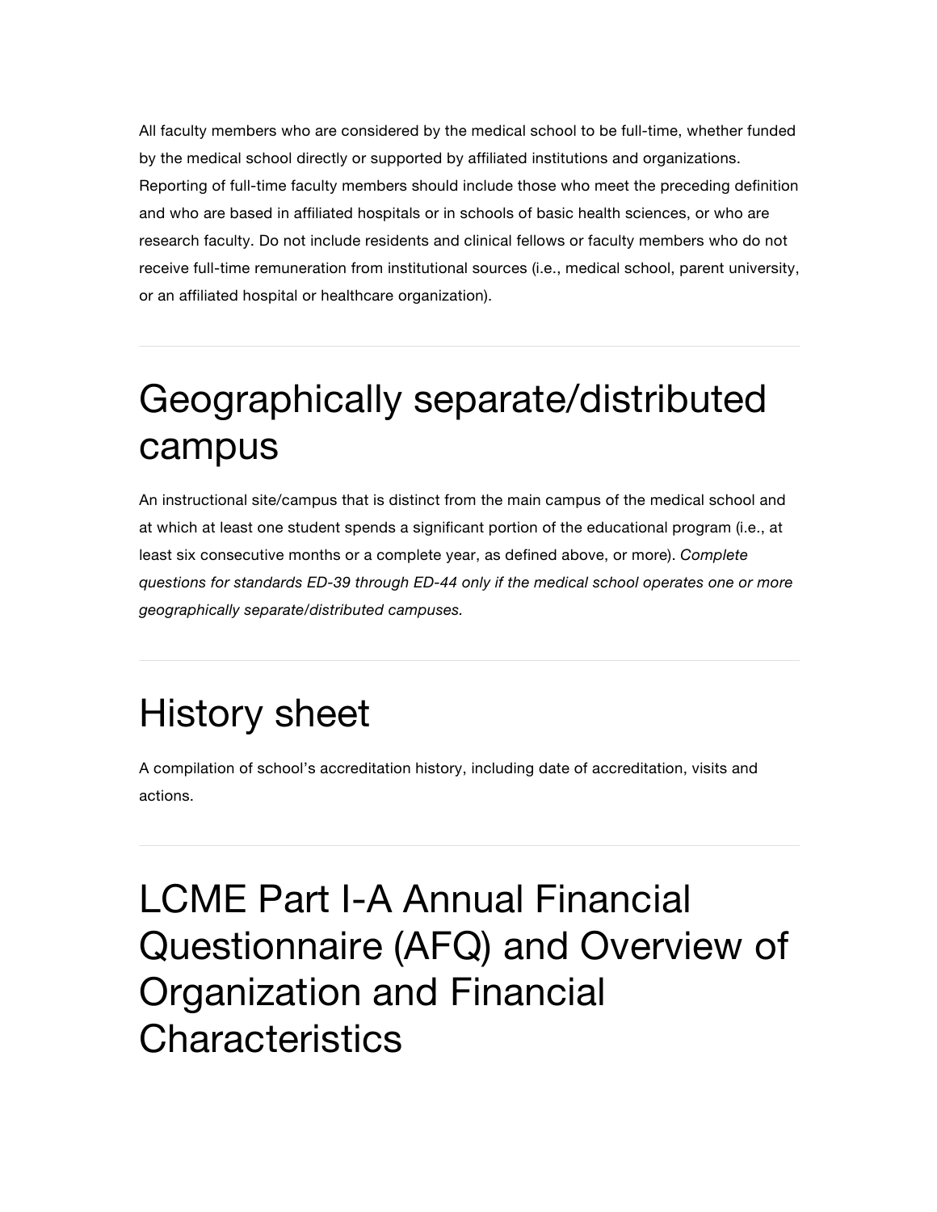All faculty members who are considered by the medical school to be full-time, whether funded by the medical school directly or supported by affiliated institutions and organizations. Reporting of full-time faculty members should include those who meet the preceding definition and who are based in affiliated hospitals or in schools of basic health sciences, or who are research faculty. Do not include residents and clinical fellows or faculty members who do not receive full-time remuneration from institutional sources (i.e., medical school, parent university, or an affiliated hospital or healthcare organization).

---

# Geographically separate/distributed campus

An instructional site/campus that is distinct from the main campus of the medical school and at which at least one student spends a significant portion of the educational program (i.e., at least six consecutive months or a complete year, as defined above, or more). *Complete questions for standards ED-39 through ED-44 only if the medical school operates one or more geographically separate/distributed campuses.*

---

# History sheet

A compilation of school's accreditation history, including date of accreditation, visits and actions.

---

# LCME Part I-A Annual Financial Questionnaire (AFQ) and Overview of Organization and Financial Characteristics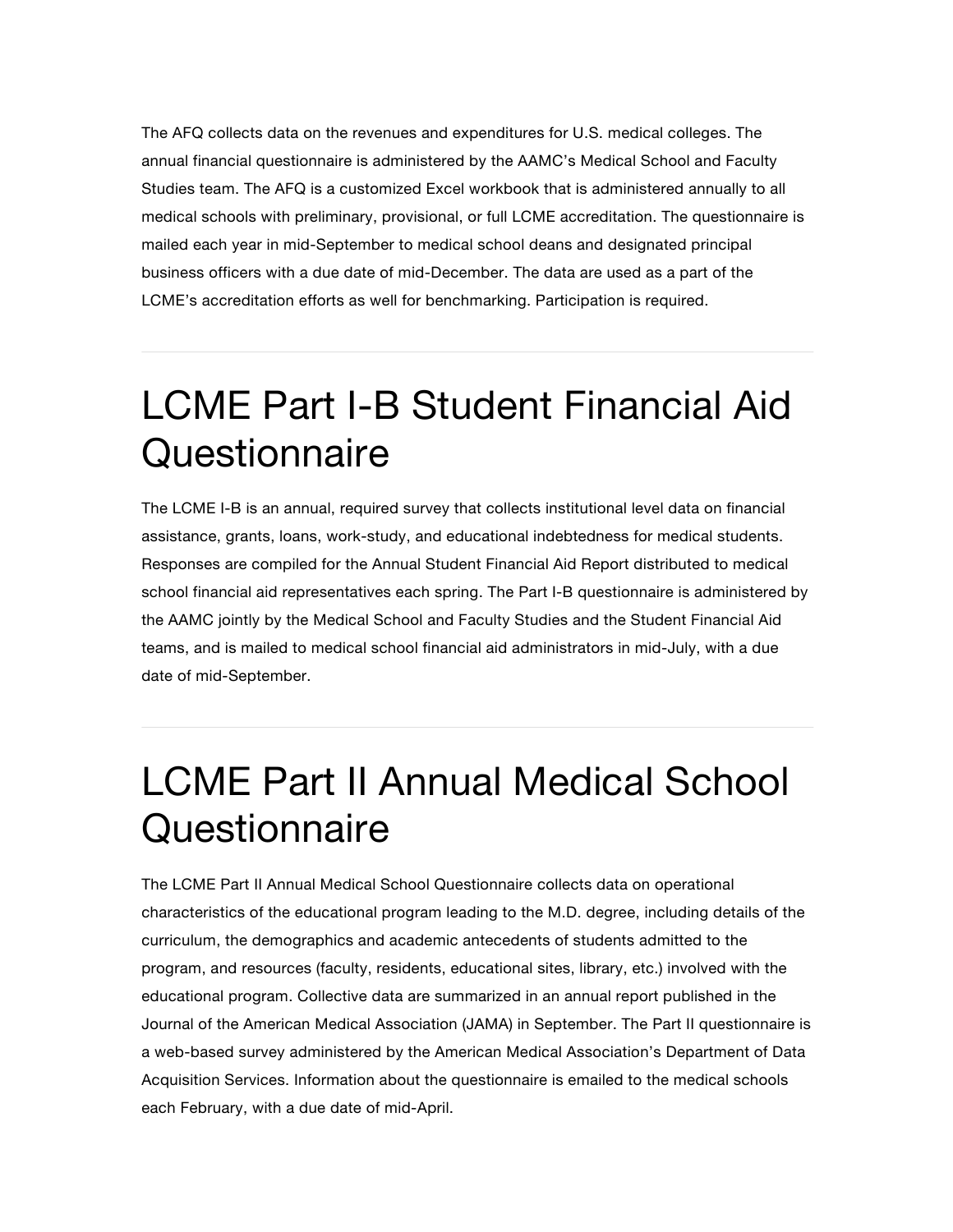The AFQ collects data on the revenues and expenditures for U.S. medical colleges. The annual financial questionnaire is administered by the AAMC's Medical School and Faculty Studies team. The AFQ is a customized Excel workbook that is administered annually to all medical schools with preliminary, provisional, or full LCME accreditation. The questionnaire is mailed each year in mid-September to medical school deans and designated principal business officers with a due date of mid-December. The data are used as a part of the LCME's accreditation efforts as well for benchmarking. Participation is required.

---

# LCME Part I-B Student Financial Aid Questionnaire

The LCME I-B is an annual, required survey that collects institutional level data on financial assistance, grants, loans, work-study, and educational indebtedness for medical students. Responses are compiled for the Annual Student Financial Aid Report distributed to medical school financial aid representatives each spring. The Part I-B questionnaire is administered by the AAMC jointly by the Medical School and Faculty Studies and the Student Financial Aid teams, and is mailed to medical school financial aid administrators in mid-July, with a due date of mid-September.

---

# LCME Part II Annual Medical School Questionnaire

The LCME Part II Annual Medical School Questionnaire collects data on operational characteristics of the educational program leading to the M.D. degree, including details of the curriculum, the demographics and academic antecedents of students admitted to the program, and resources (faculty, residents, educational sites, library, etc.) involved with the educational program. Collective data are summarized in an annual report published in the Journal of the American Medical Association (JAMA) in September. The Part II questionnaire is a web-based survey administered by the American Medical Association's Department of Data Acquisition Services. Information about the questionnaire is emailed to the medical schools each February, with a due date of mid-April.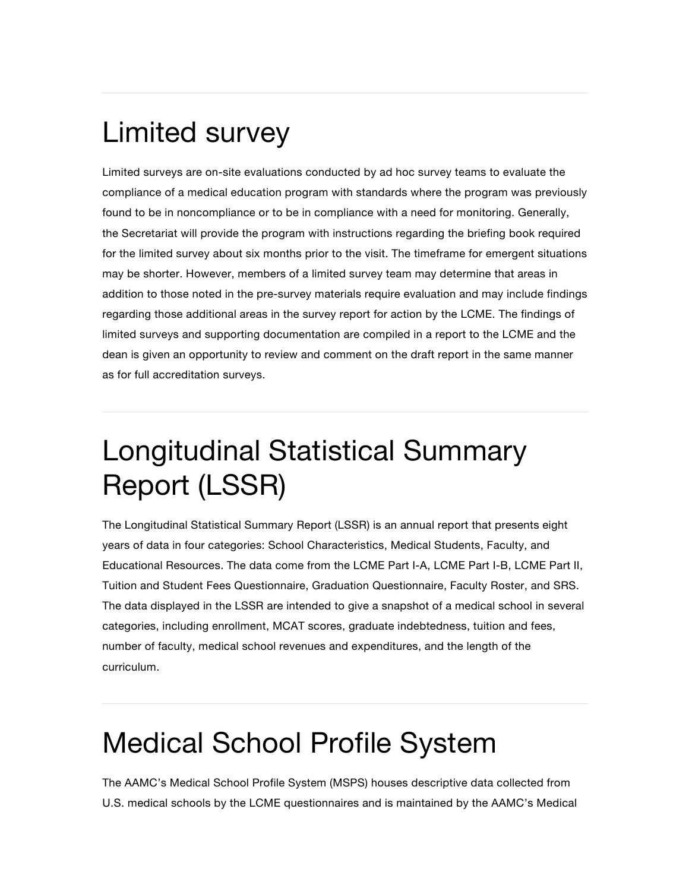# Limited survey

Limited surveys are on-site evaluations conducted by ad hoc survey teams to evaluate the compliance of a medical education program with standards where the program was previously found to be in noncompliance or to be in compliance with a need for monitoring. Generally, the Secretariat will provide the program with instructions regarding the briefing book required for the limited survey about six months prior to the visit. The timeframe for emergent situations may be shorter. However, members of a limited survey team may determine that areas in addition to those noted in the pre-survey materials require evaluation and may include findings regarding those additional areas in the survey report for action by the LCME. The findings of limited surveys and supporting documentation are compiled in a report to the LCME and the dean is given an opportunity to review and comment on the draft report in the same manner as for full accreditation surveys.

# Longitudinal Statistical Summary Report (LSSR)

The Longitudinal Statistical Summary Report (LSSR) is an annual report that presents eight years of data in four categories: School Characteristics, Medical Students, Faculty, and Educational Resources. The data come from the LCME Part I-A, LCME Part I-B, LCME Part II, Tuition and Student Fees Questionnaire, Graduation Questionnaire, Faculty Roster, and SRS. The data displayed in the LSSR are intended to give a snapshot of a medical school in several categories, including enrollment, MCAT scores, graduate indebtedness, tuition and fees, number of faculty, medical school revenues and expenditures, and the length of the curriculum.

# Medical School Profile System

The AAMC's Medical School Profile System (MSPS) houses descriptive data collected from U.S. medical schools by the LCME questionnaires and is maintained by the AAMC's Medical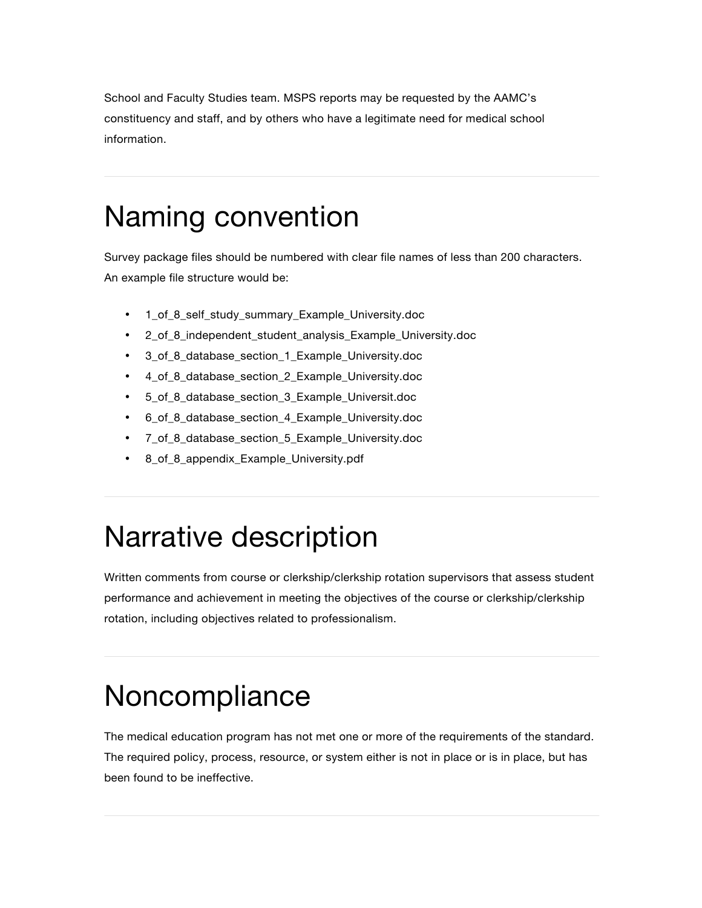School and Faculty Studies team. MSPS reports may be requested by the AAMC's constituency and staff, and by others who have a legitimate need for medical school information.

# Naming convention

Survey package files should be numbered with clear file names of less than 200 characters. An example file structure would be:

- 1_of_8_self_study_summary_Example_University.doc
- 2_of_8_independent_student_analysis_Example_University.doc
- 3_of_8_database_section_1_Example_University.doc
- 4_of_8_database_section_2_Example_University.doc
- 5_of_8_database_section_3_Example_Universit.doc
- 6_of_8_database_section_4_Example_University.doc
- 7_of_8_database_section_5_Example_University.doc
- 8_of_8_appendix_Example_University.pdf

# Narrative description

Written comments from course or clerkship/clerkship rotation supervisors that assess student performance and achievement in meeting the objectives of the course or clerkship/clerkship rotation, including objectives related to professionalism.

# Noncompliance

The medical education program has not met one or more of the requirements of the standard. The required policy, process, resource, or system either is not in place or is in place, but has been found to be ineffective.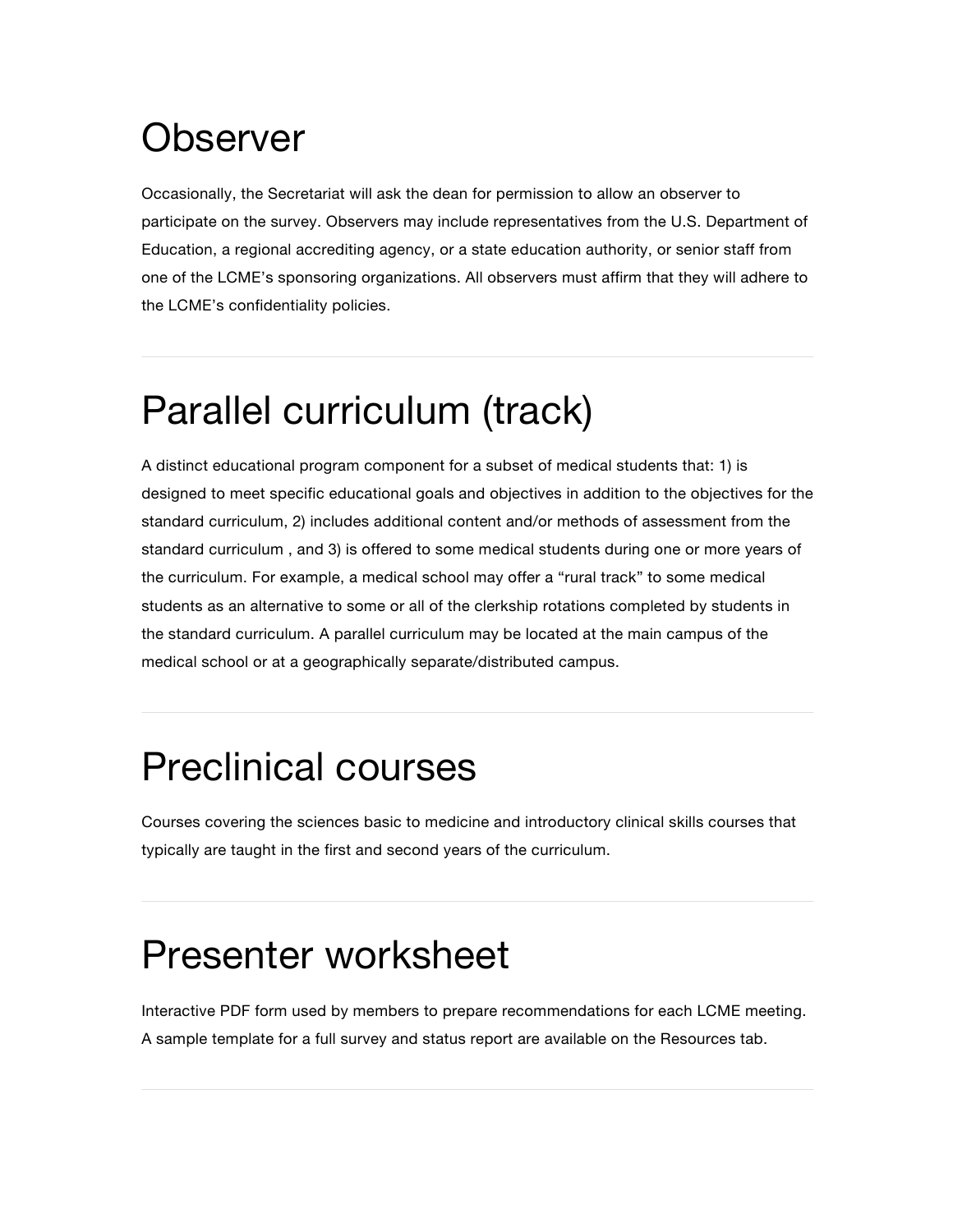# Observer

Occasionally, the Secretariat will ask the dean for permission to allow an observer to participate on the survey. Observers may include representatives from the U.S. Department of Education, a regional accrediting agency, or a state education authority, or senior staff from one of the LCME's sponsoring organizations. All observers must affirm that they will adhere to the LCME's confidentiality policies.

---

# Parallel curriculum (track)

A distinct educational program component for a subset of medical students that: 1) is designed to meet specific educational goals and objectives in addition to the objectives for the standard curriculum, 2) includes additional content and/or methods of assessment from the standard curriculum , and 3) is offered to some medical students during one or more years of the curriculum. For example, a medical school may offer a "rural track" to some medical students as an alternative to some or all of the clerkship rotations completed by students in the standard curriculum. A parallel curriculum may be located at the main campus of the medical school or at a geographically separate/distributed campus.

---

# Preclinical courses

Courses covering the sciences basic to medicine and introductory clinical skills courses that typically are taught in the first and second years of the curriculum.

---

# Presenter worksheet

Interactive PDF form used by members to prepare recommendations for each LCME meeting. A sample template for a full survey and status report are available on the Resources tab.

---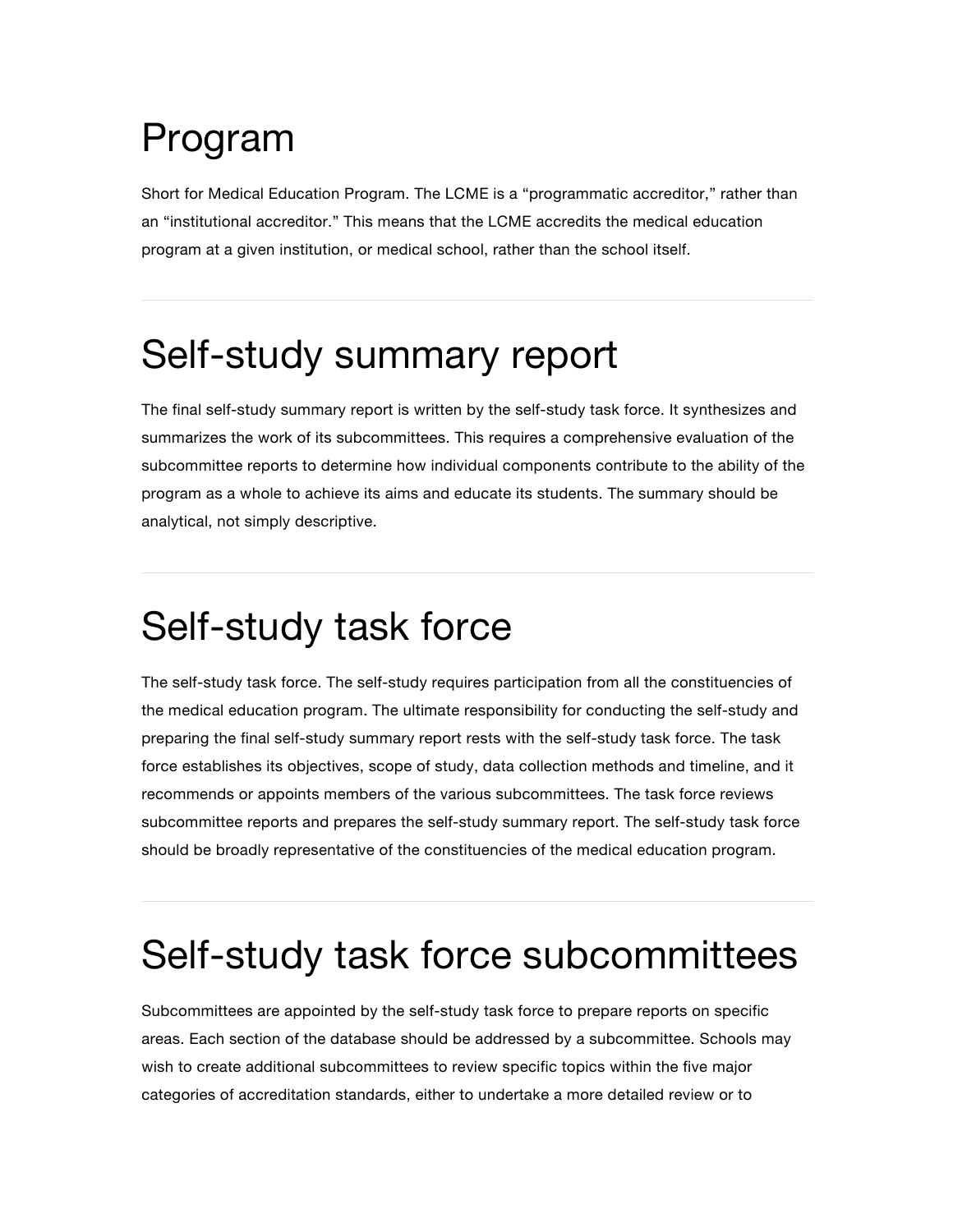# Program

Short for Medical Education Program. The LCME is a "programmatic accreditor," rather than an "institutional accreditor." This means that the LCME accredits the medical education program at a given institution, or medical school, rather than the school itself.

---

# Self-study summary report

The final self-study summary report is written by the self-study task force. It synthesizes and summarizes the work of its subcommittees. This requires a comprehensive evaluation of the subcommittee reports to determine how individual components contribute to the ability of the program as a whole to achieve its aims and educate its students. The summary should be analytical, not simply descriptive.

---

# Self-study task force

The self-study task force. The self-study requires participation from all the constituencies of the medical education program. The ultimate responsibility for conducting the self-study and preparing the final self-study summary report rests with the self-study task force. The task force establishes its objectives, scope of study, data collection methods and timeline, and it recommends or appoints members of the various subcommittees. The task force reviews subcommittee reports and prepares the self-study summary report. The self-study task force should be broadly representative of the constituencies of the medical education program.

---

# Self-study task force subcommittees

Subcommittees are appointed by the self-study task force to prepare reports on specific areas. Each section of the database should be addressed by a subcommittee. Schools may wish to create additional subcommittees to review specific topics within the five major categories of accreditation standards, either to undertake a more detailed review or to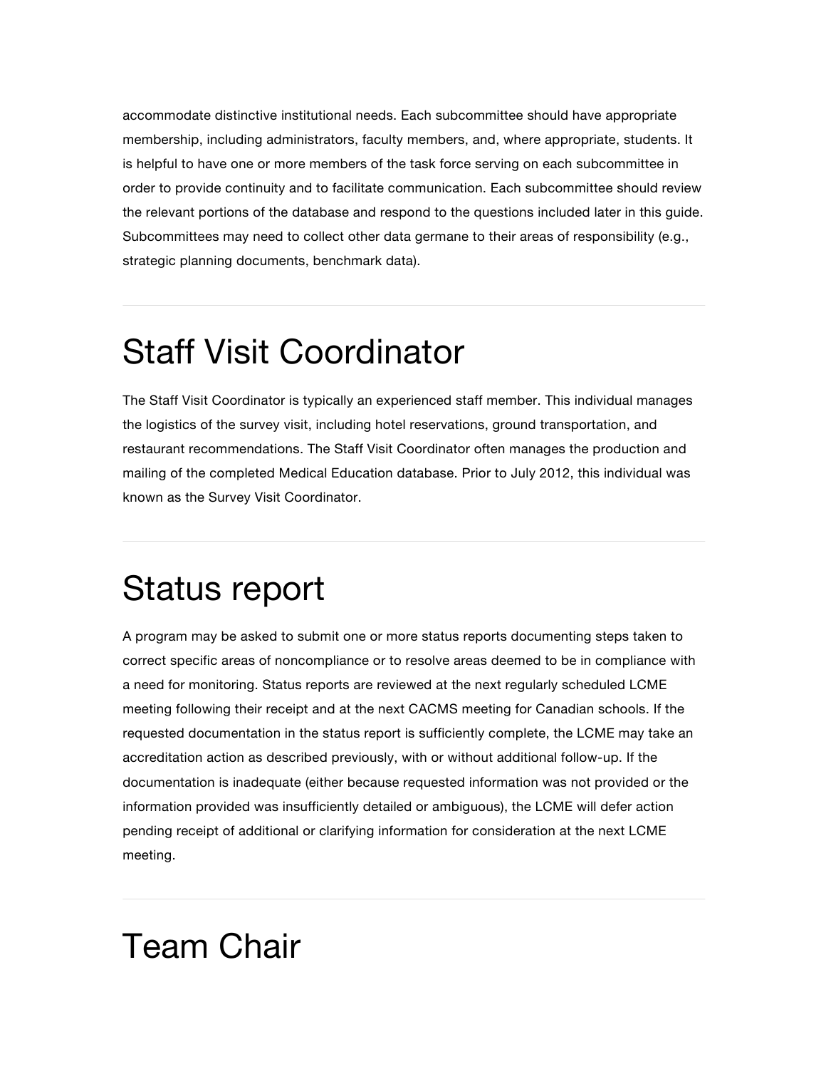accommodate distinctive institutional needs. Each subcommittee should have appropriate membership, including administrators, faculty members, and, where appropriate, students. It is helpful to have one or more members of the task force serving on each subcommittee in order to provide continuity and to facilitate communication. Each subcommittee should review the relevant portions of the database and respond to the questions included later in this guide. Subcommittees may need to collect other data germane to their areas of responsibility (e.g., strategic planning documents, benchmark data).

---

# Staff Visit Coordinator

The Staff Visit Coordinator is typically an experienced staff member. This individual manages the logistics of the survey visit, including hotel reservations, ground transportation, and restaurant recommendations. The Staff Visit Coordinator often manages the production and mailing of the completed Medical Education database. Prior to July 2012, this individual was known as the Survey Visit Coordinator.

---

# Status report

A program may be asked to submit one or more status reports documenting steps taken to correct specific areas of noncompliance or to resolve areas deemed to be in compliance with a need for monitoring. Status reports are reviewed at the next regularly scheduled LCME meeting following their receipt and at the next CACMS meeting for Canadian schools. If the requested documentation in the status report is sufficiently complete, the LCME may take an accreditation action as described previously, with or without additional follow-up. If the documentation is inadequate (either because requested information was not provided or the information provided was insufficiently detailed or ambiguous), the LCME will defer action pending receipt of additional or clarifying information for consideration at the next LCME meeting.

---

# Team Chair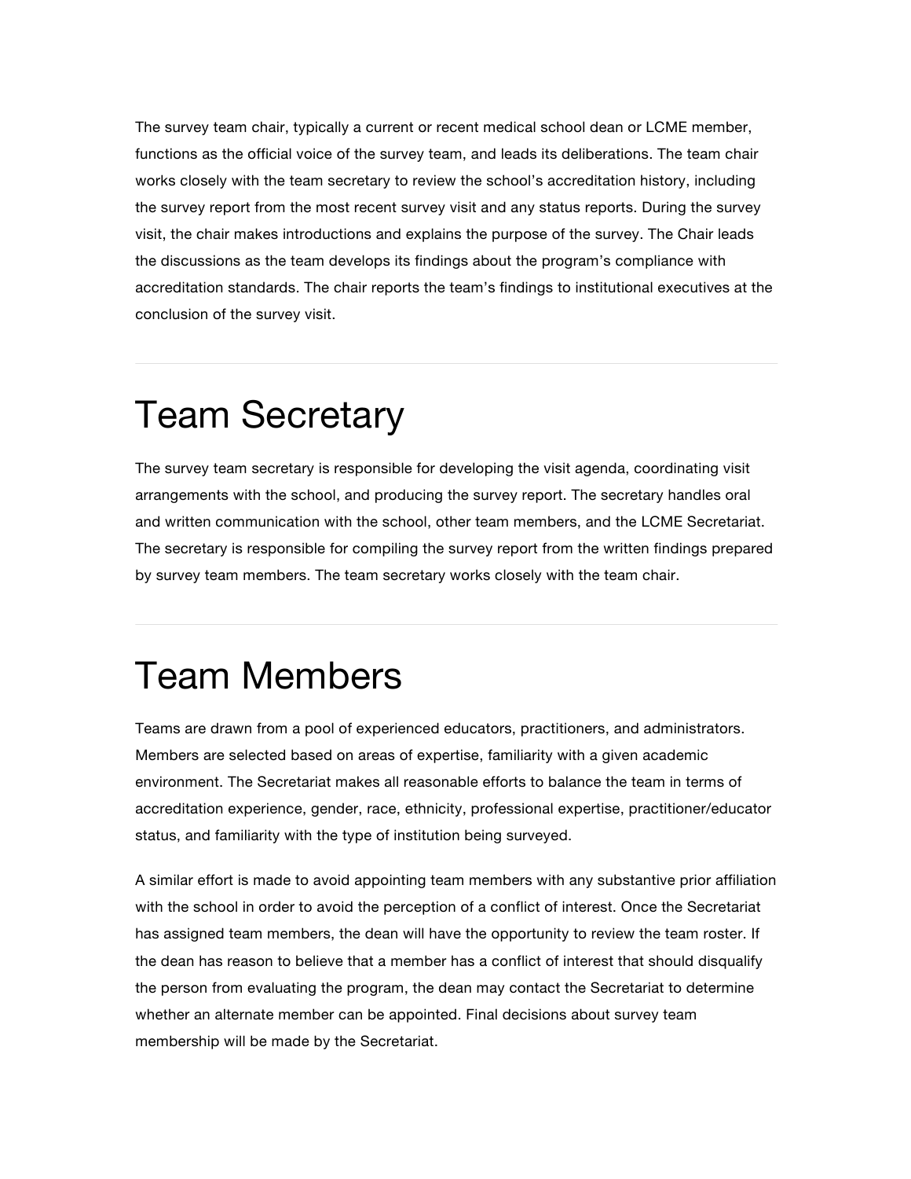The survey team chair, typically a current or recent medical school dean or LCME member, functions as the official voice of the survey team, and leads its deliberations. The team chair works closely with the team secretary to review the school's accreditation history, including the survey report from the most recent survey visit and any status reports. During the survey visit, the chair makes introductions and explains the purpose of the survey. The Chair leads the discussions as the team develops its findings about the program's compliance with accreditation standards. The chair reports the team's findings to institutional executives at the conclusion of the survey visit.

---

# Team Secretary

The survey team secretary is responsible for developing the visit agenda, coordinating visit arrangements with the school, and producing the survey report. The secretary handles oral and written communication with the school, other team members, and the LCME Secretariat. The secretary is responsible for compiling the survey report from the written findings prepared by survey team members. The team secretary works closely with the team chair.

---

# Team Members

Teams are drawn from a pool of experienced educators, practitioners, and administrators. Members are selected based on areas of expertise, familiarity with a given academic environment. The Secretariat makes all reasonable efforts to balance the team in terms of accreditation experience, gender, race, ethnicity, professional expertise, practitioner/educator status, and familiarity with the type of institution being surveyed.

A similar effort is made to avoid appointing team members with any substantive prior affiliation with the school in order to avoid the perception of a conflict of interest. Once the Secretariat has assigned team members, the dean will have the opportunity to review the team roster. If the dean has reason to believe that a member has a conflict of interest that should disqualify the person from evaluating the program, the dean may contact the Secretariat to determine whether an alternate member can be appointed. Final decisions about survey team membership will be made by the Secretariat.